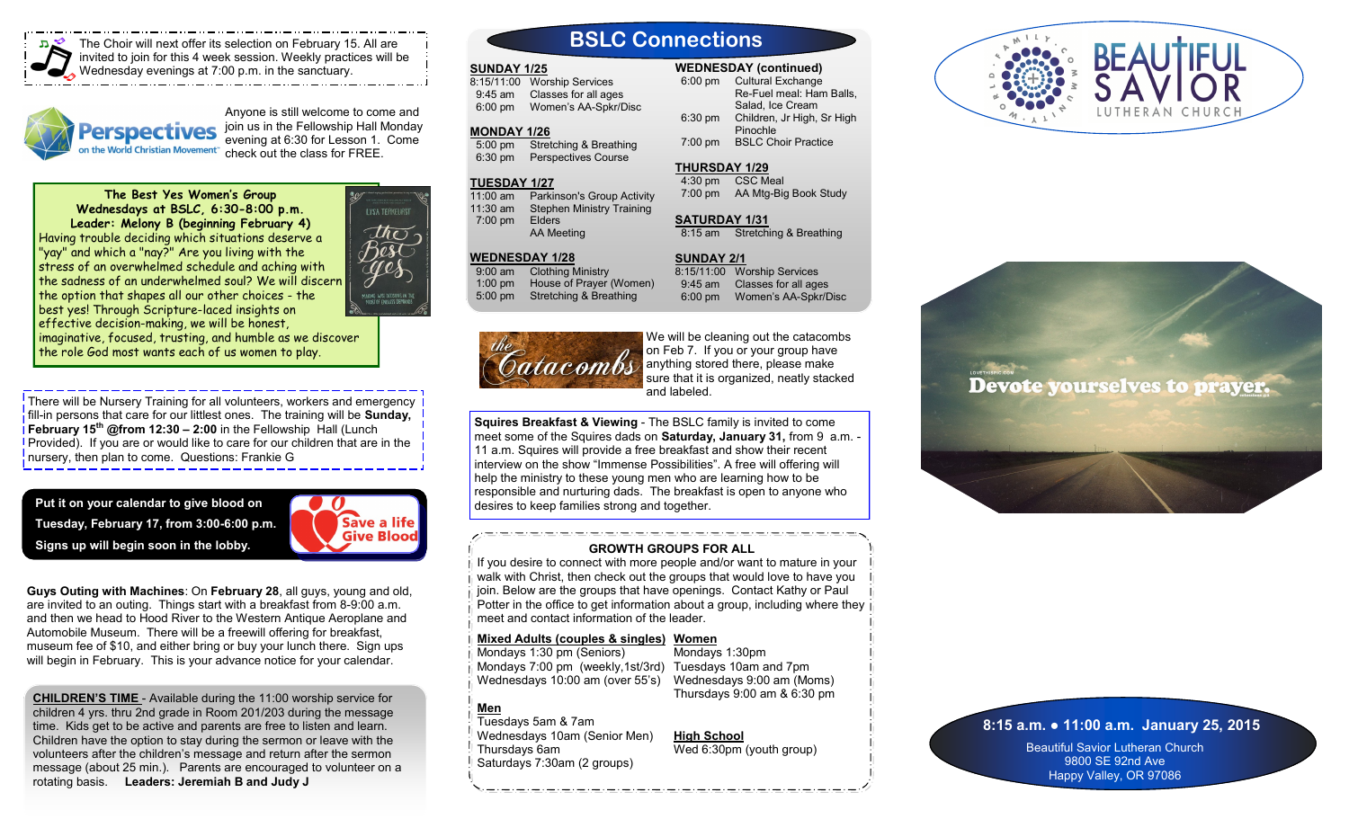The Choir will next offer its selection on February 15. All are invited to join for this 4 week session. Weekly practices will be Wednesday evenings at 7:00 p.m. in the sanctuary.

**Perspectives** on the World Christian Movement

Anyone is still welcome to come and join us in the Fellowship Hall Monday evening at 6:30 for Lesson 1. Come check out the class for FREE.

**The Best Yes Women's Group**
**Wednesdays at BSLC, 6:30-8:00 p.m.**
**Leader: Melony B (beginning February 4)**

Having trouble deciding which situations deserve a "yay" and which a "nay?" Are you living with the stress of an overwhelmed schedule and aching with the sadness of an underwhelmed soul? We will discern the option that shapes all our other choices - the best yes! Through Scripture-laced insights on effective decision-making, we will be honest, imaginative, focused, trusting, and humble as we discover the role God most wants each of us women to play.

There will be Nursery Training for all volunteers, workers and emergency fill-in persons that care for our littlest ones. The training will be **Sunday, February 15th @from 12:30 – 2:00** in the Fellowship Hall (Lunch Provided). If you are or would like to care for our children that are in the nursery, then plan to come. Questions: Frankie G

**Put it on your calendar to give blood on Tuesday, February 17, from 3:00-6:00 p.m. Signs up will begin soon in the lobby.**

Save a life Give Blood

**Guys Outing with Machines**: On **February 28**, all guys, young and old, are invited to an outing. Things start with a breakfast from 8-9:00 a.m. and then we head to Hood River to the Western Antique Aeroplane and Automobile Museum. There will be a freewill offering for breakfast, museum fee of $10, and either bring or buy your lunch there. Sign ups will begin in February. This is your advance notice for your calendar.

**CHILDREN'S TIME** - Available during the 11:00 worship service for children 4 yrs. thru 2nd grade in Room 201/203 during the message time. Kids get to be active and parents are free to listen and learn. Children have the option to stay during the sermon or leave with the volunteers after the children's message and return after the sermon message (about 25 min.). Parents are encouraged to volunteer on a rotating basis. **Leaders: Jeremiah B and Judy J**

## BSLC Connections

**SUNDAY 1/25**
- 8:15/11:00 Worship Services
- 9:45 am Classes for all ages
- 6:00 pm Women's AA-Spkr/Disc

**MONDAY 1/26**
- 5:00 pm Stretching & Breathing
- 6:30 pm Perspectives Course

**TUESDAY 1/27**
- 11:00 am Parkinson's Group Activity
- 11:30 am Stephen Ministry Training
- 7:00 pm Elders; AA Meeting

**WEDNESDAY 1/28**
- 9:00 am Clothing Ministry
- 1:00 pm House of Prayer (Women)
- 5:00 pm Stretching & Breathing

**WEDNESDAY (continued)**
- 6:00 pm Cultural Exchange; Re-Fuel meal: Ham Balls, Salad, Ice Cream
- 6:30 pm Children, Jr High, Sr High Pinochle
- 7:00 pm BSLC Choir Practice

**THURSDAY 1/29**
- 4:30 pm CSC Meal
- 7:00 pm AA Mtg-Big Book Study

**SATURDAY 1/31**
- 8:15 am Stretching & Breathing

**SUNDAY 2/1**
- 8:15/11:00 Worship Services
- 9:45 am Classes for all ages
- 6:00 pm Women's AA-Spkr/Disc

*the Catacombs*

We will be cleaning out the catacombs on Feb 7. If you or your group have anything stored there, please make sure that it is organized, neatly stacked and labeled.

**Squires Breakfast & Viewing** - The BSLC family is invited to come meet some of the Squires dads on **Saturday, January 31,** from 9 a.m. - 11 a.m. Squires will provide a free breakfast and show their recent interview on the show "Immense Possibilities". A free will offering will help the ministry to these young men who are learning how to be responsible and nurturing dads. The breakfast is open to anyone who desires to keep families strong and together.

**GROWTH GROUPS FOR ALL**

If you desire to connect with more people and/or want to mature in your walk with Christ, then check out the groups that would love to have you join. Below are the groups that have openings. Contact Kathy or Paul Potter in the office to get information about a group, including where they meet and contact information of the leader.

**Mixed Adults (couples & singles)**
- Mondays 1:30 pm (Seniors)
- Mondays 7:00 pm (weekly,1st/3rd)
- Wednesdays 10:00 am (over 55's)

**Women**
- Mondays 1:30pm
- Tuesdays 10am and 7pm
- Wednesdays 9:00 am (Moms)
- Thursdays 9:00 am & 6:30 pm

**Men**
- Tuesdays 5am & 7am
- Wednesdays 10am (Senior Men)
- Thursdays 6am
- Saturdays 7:30am (2 groups)

**High School**
- Wed 6:30pm (youth group)

BEAUTIFUL SAVIOR LUTHERAN CHURCH
A FAMILY • COMMUNITY • A WORLD

Devote yourselves to prayer.

**8:15 a.m. • 11:00 a.m. January 25, 2015**

Beautiful Savior Lutheran Church
9800 SE 92nd Ave
Happy Valley, OR 97086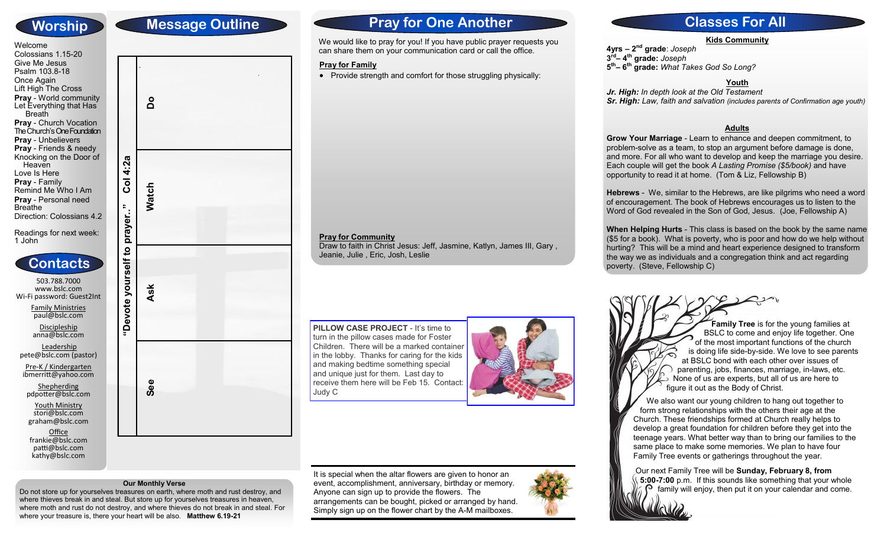## Worship

Welcome
Colossians 1.15-20
Give Me Jesus
Psalm 103.8-18
Once Again
Lift High The Cross
**Pray** - World community
Let Everything that Has Breath
**Pray** - Church Vocation
The Church's One Foundation
**Pray** - Unbelievers
**Pray** - Friends & needy
Knocking on the Door of Heaven
Love Is Here
**Pray** - Family
Remind Me Who I Am
**Pray** - Personal need
Breathe
Direction: Colossians 4.2

Readings for next week:
1 John

## Contacts

503.788.7000
www.bslc.com
Wi-Fi password: Guest2Int

Family Ministries
paul@bslc.com

Discipleship
anna@bslc.com

Leadership
pete@bslc.com (pastor)

Pre-K / Kindergarten
ibmerritt@yahoo.com

Shepherding
pdpotter@bslc.com

Youth Ministry
stori@bslc.com
graham@bslc.com

Office
frankie@bslc.com
patti@bslc.com
kathy@bslc.com

## Message Outline

**"Devote yourself to prayer.." Col 4:2a**

| | |
|---|---|
| **Do** | |
| **Watch** | |
| **Ask** | |
| **See** | |

**Our Monthly Verse**

Do not store up for yourselves treasures on earth, where moth and rust destroy, and where thieves break in and steal. But store up for yourselves treasures in heaven, where moth and rust do not destroy, and where thieves do not break in and steal. For where your treasure is, there your heart will be also. **Matthew 6.19-21**

## Pray for One Another

We would like to pray for you! If you have public prayer requests you can share them on your communication card or call the office.

**Pray for Family**

- Provide strength and comfort for those struggling physically:

**Pray for Community**

Draw to faith in Christ Jesus: Jeff, Jasmine, Katlyn, James III, Gary , Jeanie, Julie , Eric, Josh, Leslie

**PILLOW CASE PROJECT** - It's time to turn in the pillow cases made for Foster Children. There will be a marked container in the lobby. Thanks for caring for the kids and making bedtime something special and unique just for them. Last day to receive them here will be Feb 15. Contact: Judy C

It is special when the altar flowers are given to honor an event, accomplishment, anniversary, birthday or memory. Anyone can sign up to provide the flowers. The arrangements can be bought, picked or arranged by hand. Simply sign up on the flower chart by the A-M mailboxes.

## Classes For All

**Kids Community**

**4yrs – 2nd grade**: *Joseph*
**3rd– 4th grade:** *Joseph*
**5th– 6th grade:** *What Takes God So Long?*

**Youth**

***Jr. High:*** *In depth look at the Old Testament*
***Sr. High:*** *Law, faith and salvation (includes parents of Confirmation age youth)*

**Adults**

**Grow Your Marriage** - Learn to enhance and deepen commitment, to problem-solve as a team, to stop an argument before damage is done, and more. For all who want to develop and keep the marriage you desire. Each couple will get the book *A Lasting Promise ($5/book)* and have opportunity to read it at home. (Tom & Liz, Fellowship B)

**Hebrews** - We, similar to the Hebrews, are like pilgrims who need a word of encouragement. The book of Hebrews encourages us to listen to the Word of God revealed in the Son of God, Jesus. (Joe, Fellowship A)

**When Helping Hurts** - This class is based on the book by the same name ($5 for a book). What is poverty, who is poor and how do we help without hurting? This will be a mind and heart experience designed to transform the way we as individuals and a congregation think and act regarding poverty. (Steve, Fellowship C)

**Family Tree** is for the young families at BSLC to come and enjoy life together. One of the most important functions of the church is doing life side-by-side. We love to see parents at BSLC bond with each other over issues of parenting, jobs, finances, marriage, in-laws, etc. None of us are experts, but all of us are here to figure it out as the Body of Christ.

We also want our young children to hang out together to form strong relationships with the others their age at the Church. These friendships formed at Church really helps to develop a great foundation for children before they get into the teenage years. What better way than to bring our families to the same place to make some memories. We plan to have four Family Tree events or gatherings throughout the year.

Our next Family Tree will be **Sunday, February 8, from 5:00-7:00** p.m. If this sounds like something that your whole family will enjoy, then put it on your calendar and come.